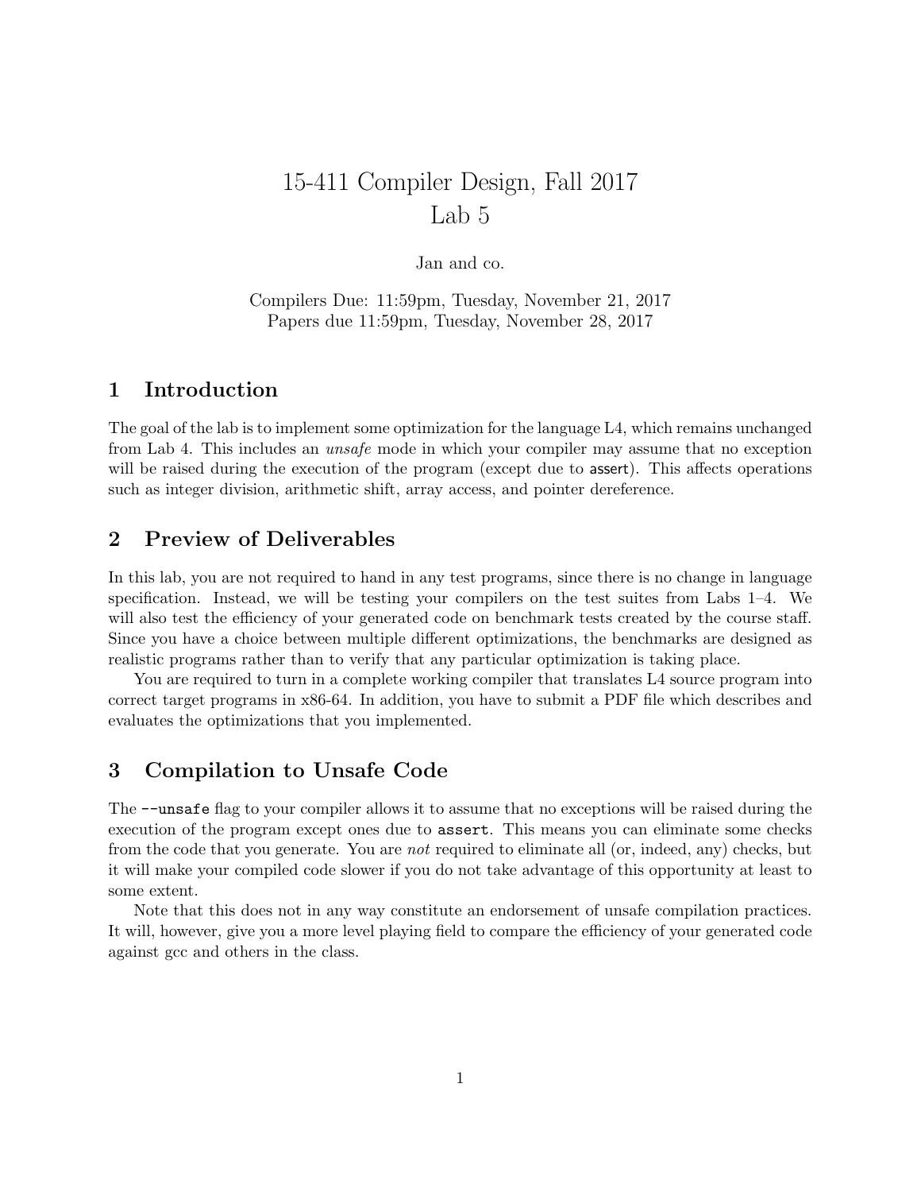# 15-411 Compiler Design, Fall 2017
# Lab 5

Jan and co.

Compilers Due: 11:59pm, Tuesday, November 21, 2017
Papers due 11:59pm, Tuesday, November 28, 2017

## 1 Introduction

The goal of the lab is to implement some optimization for the language L4, which remains unchanged from Lab 4. This includes an *unsafe* mode in which your compiler may assume that no exception will be raised during the execution of the program (except due to `assert`). This affects operations such as integer division, arithmetic shift, array access, and pointer dereference.

## 2 Preview of Deliverables

In this lab, you are not required to hand in any test programs, since there is no change in language specification. Instead, we will be testing your compilers on the test suites from Labs 1–4. We will also test the efficiency of your generated code on benchmark tests created by the course staff. Since you have a choice between multiple different optimizations, the benchmarks are designed as realistic programs rather than to verify that any particular optimization is taking place.

You are required to turn in a complete working compiler that translates L4 source program into correct target programs in x86-64. In addition, you have to submit a PDF file which describes and evaluates the optimizations that you implemented.

## 3 Compilation to Unsafe Code

The `--unsafe` flag to your compiler allows it to assume that no exceptions will be raised during the execution of the program except ones due to `assert`. This means you can eliminate some checks from the code that you generate. You are *not* required to eliminate all (or, indeed, any) checks, but it will make your compiled code slower if you do not take advantage of this opportunity at least to some extent.

Note that this does not in any way constitute an endorsement of unsafe compilation practices. It will, however, give you a more level playing field to compare the efficiency of your generated code against gcc and others in the class.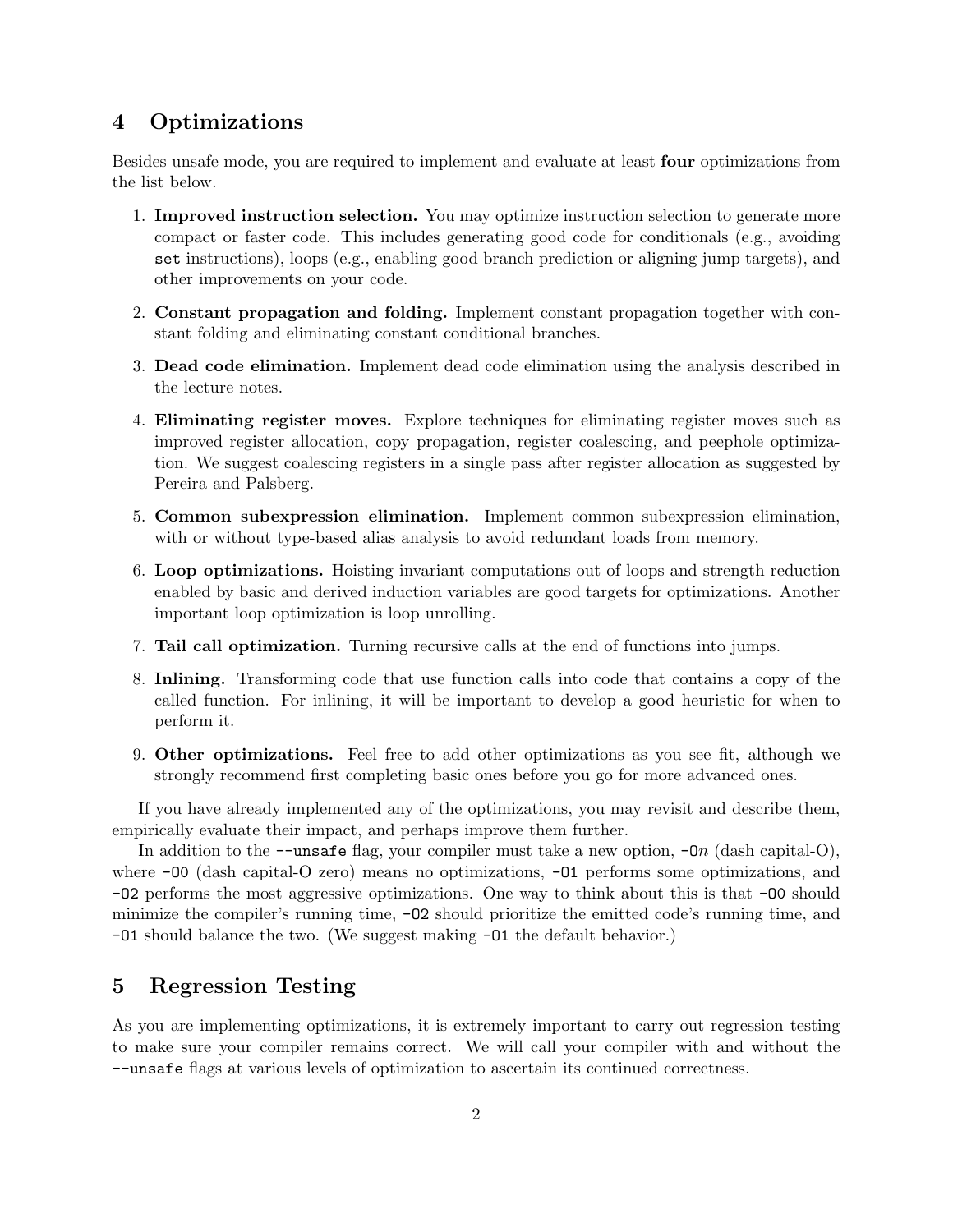## 4 Optimizations

Besides unsafe mode, you are required to implement and evaluate at least **four** optimizations from the list below.

1. **Improved instruction selection.** You may optimize instruction selection to generate more compact or faster code. This includes generating good code for conditionals (e.g., avoiding `set` instructions), loops (e.g., enabling good branch prediction or aligning jump targets), and other improvements on your code.
2. **Constant propagation and folding.** Implement constant propagation together with constant folding and eliminating constant conditional branches.
3. **Dead code elimination.** Implement dead code elimination using the analysis described in the lecture notes.
4. **Eliminating register moves.** Explore techniques for eliminating register moves such as improved register allocation, copy propagation, register coalescing, and peephole optimization. We suggest coalescing registers in a single pass after register allocation as suggested by Pereira and Palsberg.
5. **Common subexpression elimination.** Implement common subexpression elimination, with or without type-based alias analysis to avoid redundant loads from memory.
6. **Loop optimizations.** Hoisting invariant computations out of loops and strength reduction enabled by basic and derived induction variables are good targets for optimizations. Another important loop optimization is loop unrolling.
7. **Tail call optimization.** Turning recursive calls at the end of functions into jumps.
8. **Inlining.** Transforming code that use function calls into code that contains a copy of the called function. For inlining, it will be important to develop a good heuristic for when to perform it.
9. **Other optimizations.** Feel free to add other optimizations as you see fit, although we strongly recommend first completing basic ones before you go for more advanced ones.

If you have already implemented any of the optimizations, you may revisit and describe them, empirically evaluate their impact, and perhaps improve them further.

In addition to the `--unsafe` flag, your compiler must take a new option, `-O`*n* (dash capital-O), where `-O0` (dash capital-O zero) means no optimizations, `-O1` performs some optimizations, and `-O2` performs the most aggressive optimizations. One way to think about this is that `-O0` should minimize the compiler's running time, `-O2` should prioritize the emitted code's running time, and `-O1` should balance the two. (We suggest making `-O1` the default behavior.)

## 5 Regression Testing

As you are implementing optimizations, it is extremely important to carry out regression testing to make sure your compiler remains correct. We will call your compiler with and without the `--unsafe` flags at various levels of optimization to ascertain its continued correctness.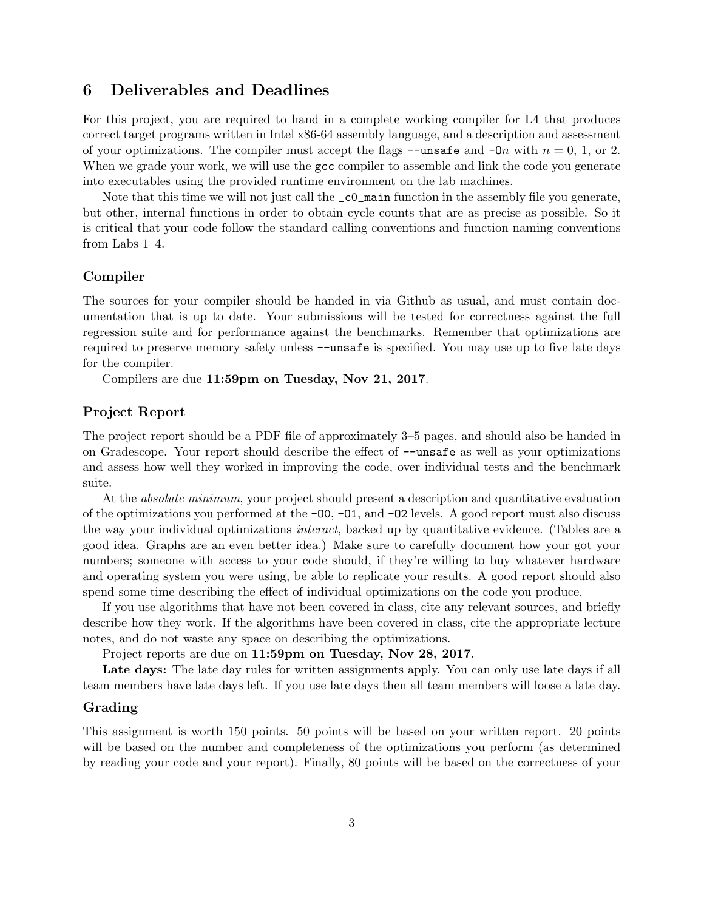## 6 Deliverables and Deadlines

For this project, you are required to hand in a complete working compiler for L4 that produces correct target programs written in Intel x86-64 assembly language, and a description and assessment of your optimizations. The compiler must accept the flags `--unsafe` and `-On` with $n = 0$, 1, or 2. When we grade your work, we will use the `gcc` compiler to assemble and link the code you generate into executables using the provided runtime environment on the lab machines.

Note that this time we will not just call the `_c0_main` function in the assembly file you generate, but other, internal functions in order to obtain cycle counts that are as precise as possible. So it is critical that your code follow the standard calling conventions and function naming conventions from Labs 1–4.

### Compiler

The sources for your compiler should be handed in via Github as usual, and must contain documentation that is up to date. Your submissions will be tested for correctness against the full regression suite and for performance against the benchmarks. Remember that optimizations are required to preserve memory safety unless `--unsafe` is specified. You may use up to five late days for the compiler.

Compilers are due **11:59pm on Tuesday, Nov 21, 2017**.

### Project Report

The project report should be a PDF file of approximately 3–5 pages, and should also be handed in on Gradescope. Your report should describe the effect of `--unsafe` as well as your optimizations and assess how well they worked in improving the code, over individual tests and the benchmark suite.

At the *absolute minimum*, your project should present a description and quantitative evaluation of the optimizations you performed at the `-O0`, `-O1`, and `-O2` levels. A good report must also discuss the way your individual optimizations *interact*, backed up by quantitative evidence. (Tables are a good idea. Graphs are an even better idea.) Make sure to carefully document how your got your numbers; someone with access to your code should, if they're willing to buy whatever hardware and operating system you were using, be able to replicate your results. A good report should also spend some time describing the effect of individual optimizations on the code you produce.

If you use algorithms that have not been covered in class, cite any relevant sources, and briefly describe how they work. If the algorithms have been covered in class, cite the appropriate lecture notes, and do not waste any space on describing the optimizations.

Project reports are due on **11:59pm on Tuesday, Nov 28, 2017**.

**Late days:** The late day rules for written assignments apply. You can only use late days if all team members have late days left. If you use late days then all team members will loose a late day.

### Grading

This assignment is worth 150 points. 50 points will be based on your written report. 20 points will be based on the number and completeness of the optimizations you perform (as determined by reading your code and your report). Finally, 80 points will be based on the correctness of your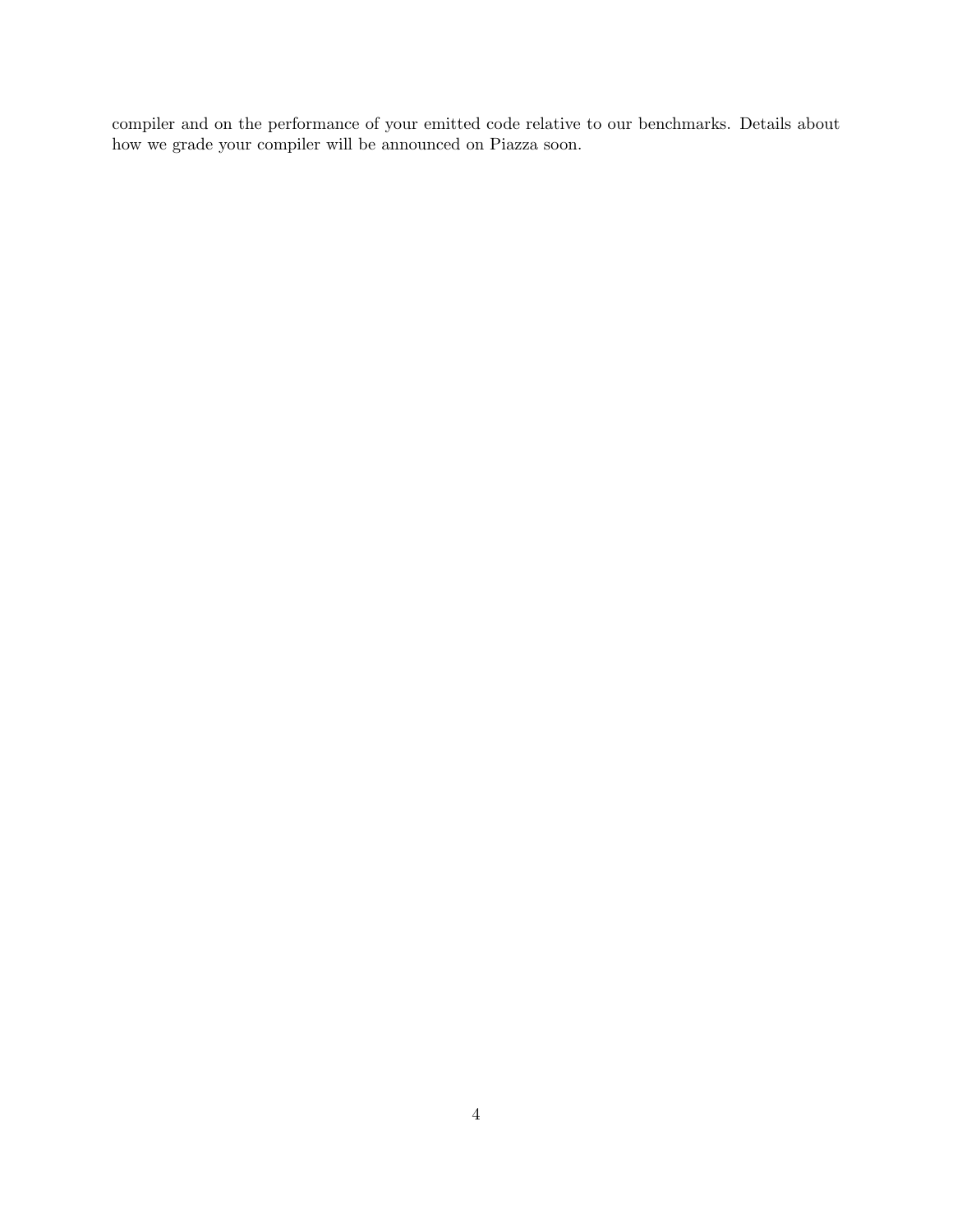compiler and on the performance of your emitted code relative to our benchmarks. Details about how we grade your compiler will be announced on Piazza soon.